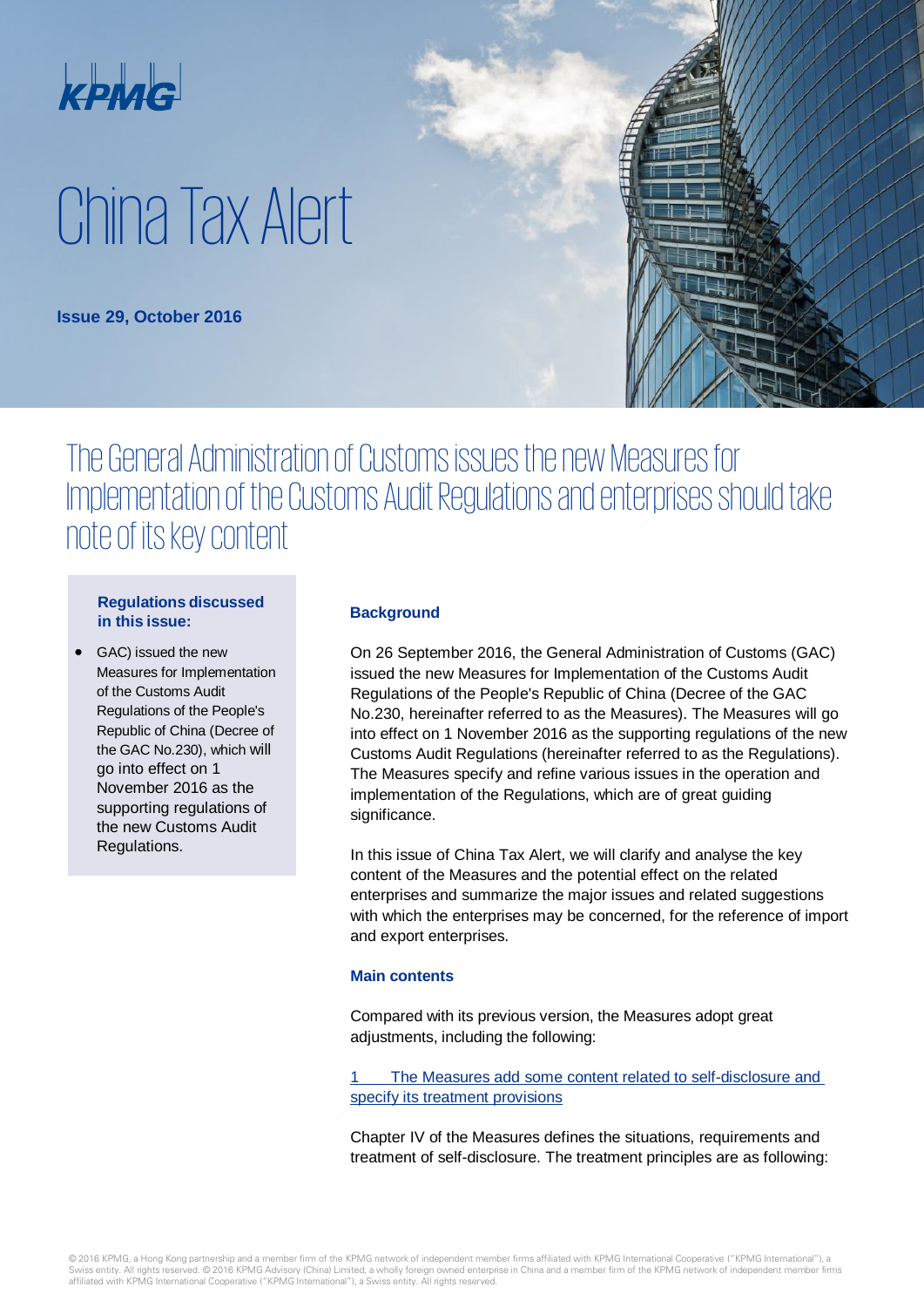KPMG

# China Tax Alert

**Issue 29, October 2016**

## The General Administration of Customs issues the new Measures for Implementation of the Customs Audit Regulations and enterprises should take note of its key content

**Regulations discussed in this issue:**

- GAC) issued the new Measures for Implementation of the Customs Audit Regulations of the People's Republic of China (Decree of the GAC No.230), which will go into effect on 1 November 2016 as the supporting regulations of the new Customs Audit Regulations.

### Background

On 26 September 2016, the General Administration of Customs (GAC) issued the new Measures for Implementation of the Customs Audit Regulations of the People's Republic of China (Decree of the GAC No.230, hereinafter referred to as the Measures). The Measures will go into effect on 1 November 2016 as the supporting regulations of the new Customs Audit Regulations (hereinafter referred to as the Regulations). The Measures specify and refine various issues in the operation and implementation of the Regulations, which are of great guiding significance.

In this issue of China Tax Alert, we will clarify and analyse the key content of the Measures and the potential effect on the related enterprises and summarize the major issues and related suggestions with which the enterprises may be concerned, for the reference of import and export enterprises.

### Main contents

Compared with its previous version, the Measures adopt great adjustments, including the following:

1 The Measures add some content related to self-disclosure and specify its treatment provisions

Chapter IV of the Measures defines the situations, requirements and treatment of self-disclosure. The treatment principles are as following: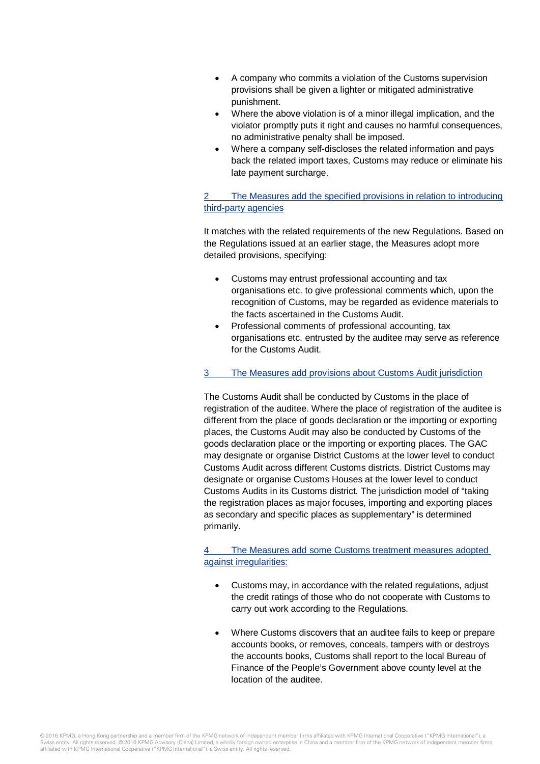- A company who commits a violation of the Customs supervision provisions shall be given a lighter or mitigated administrative punishment.
- Where the above violation is of a minor illegal implication, and the violator promptly puts it right and causes no harmful consequences, no administrative penalty shall be imposed.
- Where a company self-discloses the related information and pays back the related import taxes, Customs may reduce or eliminate his late payment surcharge.

## 2 The Measures add the specified provisions in relation to introducing third-party agencies

It matches with the related requirements of the new Regulations. Based on the Regulations issued at an earlier stage, the Measures adopt more detailed provisions, specifying:

- Customs may entrust professional accounting and tax organisations etc. to give professional comments which, upon the recognition of Customs, may be regarded as evidence materials to the facts ascertained in the Customs Audit.
- Professional comments of professional accounting, tax organisations etc. entrusted by the auditee may serve as reference for the Customs Audit.

## 3 The Measures add provisions about Customs Audit jurisdiction

The Customs Audit shall be conducted by Customs in the place of registration of the auditee. Where the place of registration of the auditee is different from the place of goods declaration or the importing or exporting places, the Customs Audit may also be conducted by Customs of the goods declaration place or the importing or exporting places. The GAC may designate or organise District Customs at the lower level to conduct Customs Audit across different Customs districts. District Customs may designate or organise Customs Houses at the lower level to conduct Customs Audits in its Customs district. The jurisdiction model of "taking the registration places as major focuses, importing and exporting places as secondary and specific places as supplementary" is determined primarily.

## 4 The Measures add some Customs treatment measures adopted against irregularities:

- Customs may, in accordance with the related regulations, adjust the credit ratings of those who do not cooperate with Customs to carry out work according to the Regulations.

- Where Customs discovers that an auditee fails to keep or prepare accounts books, or removes, conceals, tampers with or destroys the accounts books, Customs shall report to the local Bureau of Finance of the People's Government above county level at the location of the auditee.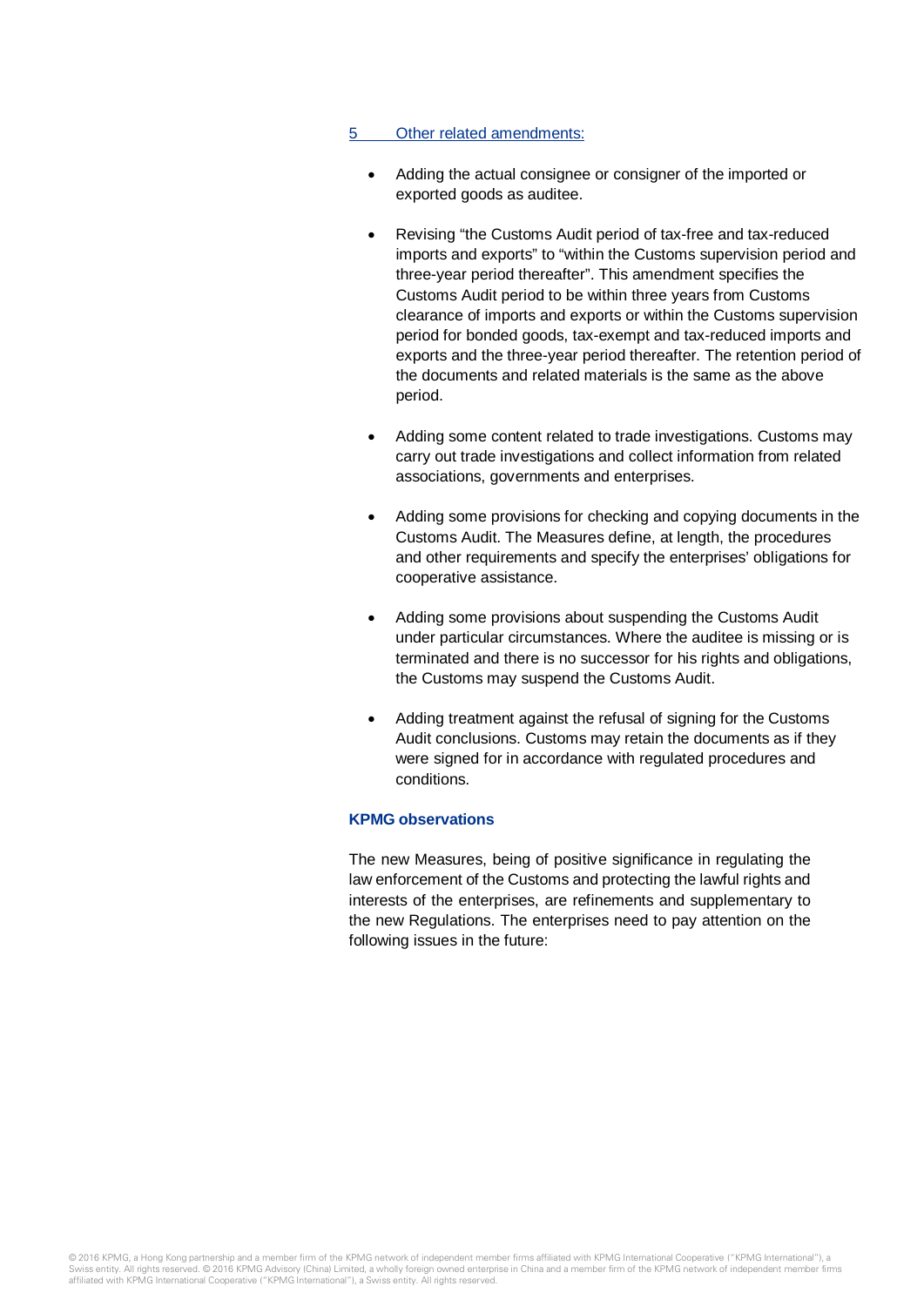5 Other related amendments:

- Adding the actual consignee or consigner of the imported or exported goods as auditee.
- Revising “the Customs Audit period of tax-free and tax-reduced imports and exports” to “within the Customs supervision period and three-year period thereafter”. This amendment specifies the Customs Audit period to be within three years from Customs clearance of imports and exports or within the Customs supervision period for bonded goods, tax-exempt and tax-reduced imports and exports and the three-year period thereafter. The retention period of the documents and related materials is the same as the above period.
- Adding some content related to trade investigations. Customs may carry out trade investigations and collect information from related associations, governments and enterprises.
- Adding some provisions for checking and copying documents in the Customs Audit. The Measures define, at length, the procedures and other requirements and specify the enterprises’ obligations for cooperative assistance.
- Adding some provisions about suspending the Customs Audit under particular circumstances. Where the auditee is missing or is terminated and there is no successor for his rights and obligations, the Customs may suspend the Customs Audit.
- Adding treatment against the refusal of signing for the Customs Audit conclusions. Customs may retain the documents as if they were signed for in accordance with regulated procedures and conditions.

**KPMG observations**

The new Measures, being of positive significance in regulating the law enforcement of the Customs and protecting the lawful rights and interests of the enterprises, are refinements and supplementary to the new Regulations. The enterprises need to pay attention on the following issues in the future: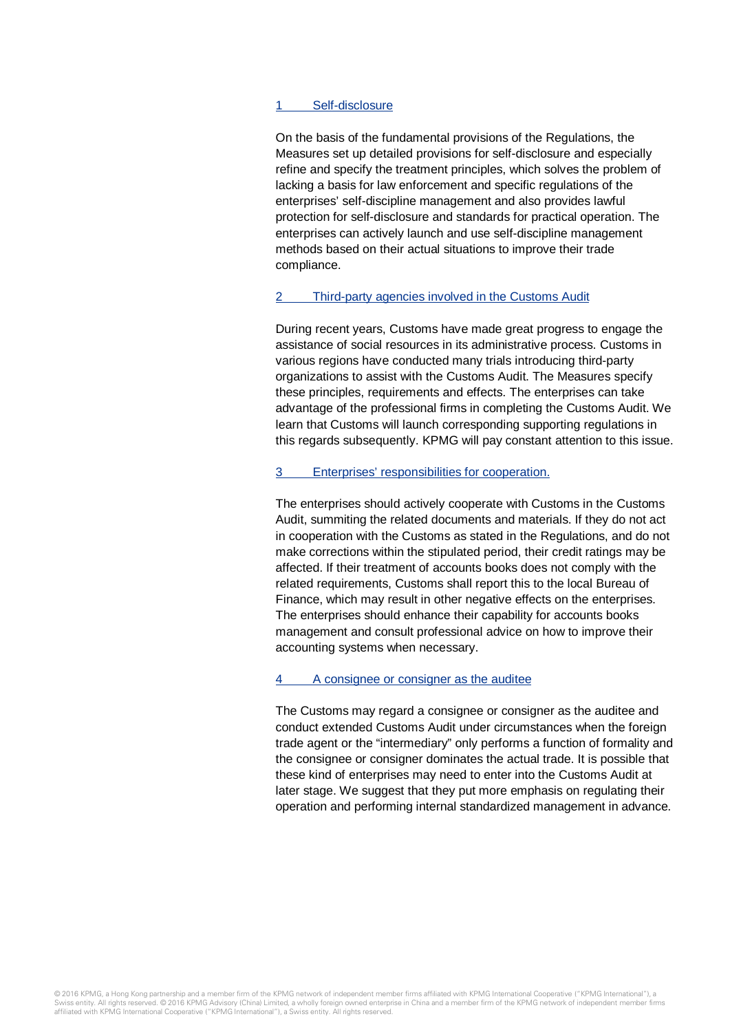### 1 Self-disclosure

On the basis of the fundamental provisions of the Regulations, the Measures set up detailed provisions for self-disclosure and especially refine and specify the treatment principles, which solves the problem of lacking a basis for law enforcement and specific regulations of the enterprises' self-discipline management and also provides lawful protection for self-disclosure and standards for practical operation. The enterprises can actively launch and use self-discipline management methods based on their actual situations to improve their trade compliance.

### 2 Third-party agencies involved in the Customs Audit

During recent years, Customs have made great progress to engage the assistance of social resources in its administrative process. Customs in various regions have conducted many trials introducing third-party organizations to assist with the Customs Audit. The Measures specify these principles, requirements and effects. The enterprises can take advantage of the professional firms in completing the Customs Audit. We learn that Customs will launch corresponding supporting regulations in this regards subsequently. KPMG will pay constant attention to this issue.

### 3 Enterprises' responsibilities for cooperation.

The enterprises should actively cooperate with Customs in the Customs Audit, summiting the related documents and materials. If they do not act in cooperation with the Customs as stated in the Regulations, and do not make corrections within the stipulated period, their credit ratings may be affected. If their treatment of accounts books does not comply with the related requirements, Customs shall report this to the local Bureau of Finance, which may result in other negative effects on the enterprises. The enterprises should enhance their capability for accounts books management and consult professional advice on how to improve their accounting systems when necessary.

### 4 A consignee or consigner as the auditee

The Customs may regard a consignee or consigner as the auditee and conduct extended Customs Audit under circumstances when the foreign trade agent or the "intermediary" only performs a function of formality and the consignee or consigner dominates the actual trade. It is possible that these kind of enterprises may need to enter into the Customs Audit at later stage. We suggest that they put more emphasis on regulating their operation and performing internal standardized management in advance.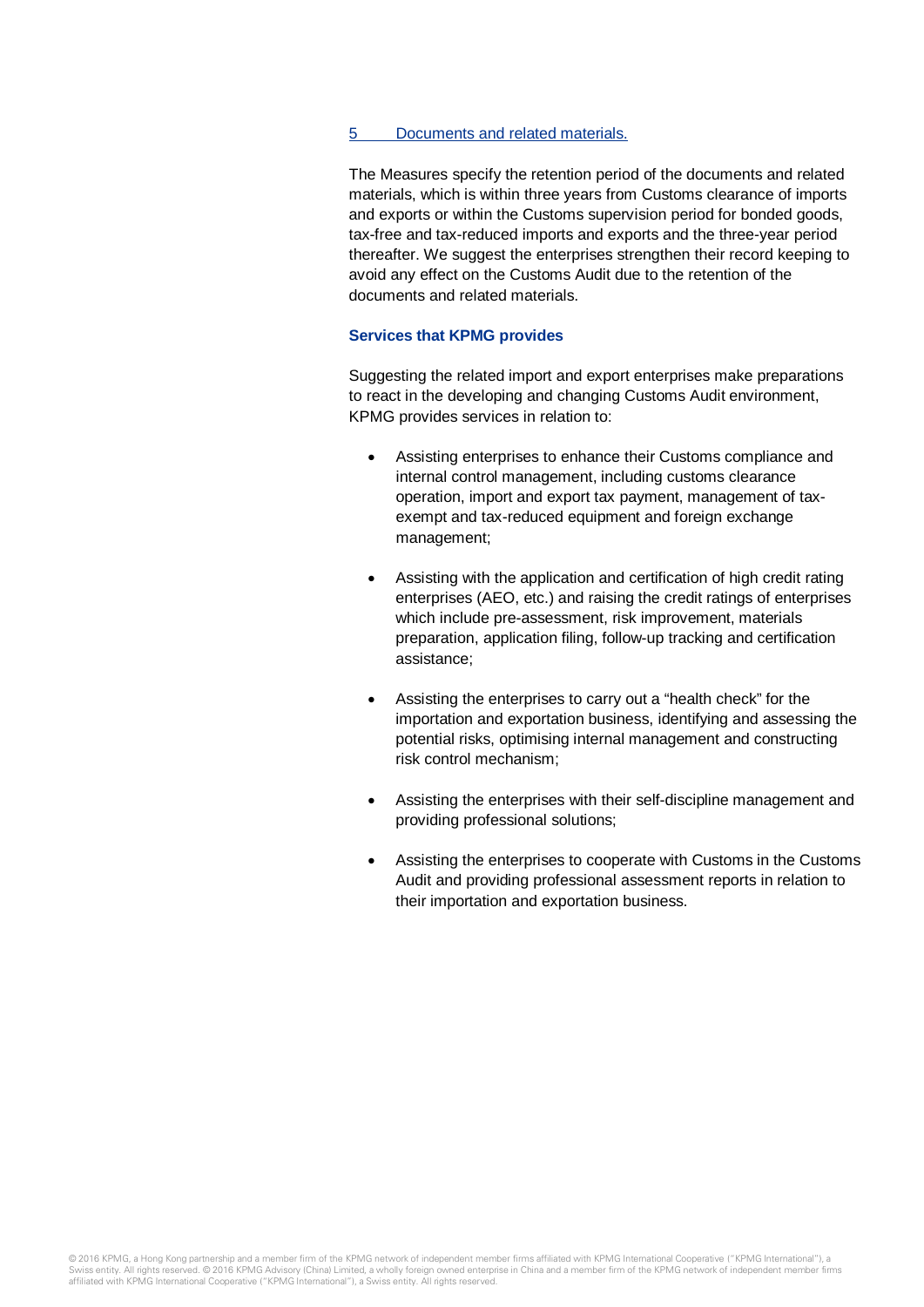## 5 Documents and related materials.

The Measures specify the retention period of the documents and related materials, which is within three years from Customs clearance of imports and exports or within the Customs supervision period for bonded goods, tax-free and tax-reduced imports and exports and the three-year period thereafter. We suggest the enterprises strengthen their record keeping to avoid any effect on the Customs Audit due to the retention of the documents and related materials.

### Services that KPMG provides

Suggesting the related import and export enterprises make preparations to react in the developing and changing Customs Audit environment, KPMG provides services in relation to:

- Assisting enterprises to enhance their Customs compliance and internal control management, including customs clearance operation, import and export tax payment, management of tax-exempt and tax-reduced equipment and foreign exchange management;
- Assisting with the application and certification of high credit rating enterprises (AEO, etc.) and raising the credit ratings of enterprises which include pre-assessment, risk improvement, materials preparation, application filing, follow-up tracking and certification assistance;
- Assisting the enterprises to carry out a "health check" for the importation and exportation business, identifying and assessing the potential risks, optimising internal management and constructing risk control mechanism;
- Assisting the enterprises with their self-discipline management and providing professional solutions;
- Assisting the enterprises to cooperate with Customs in the Customs Audit and providing professional assessment reports in relation to their importation and exportation business.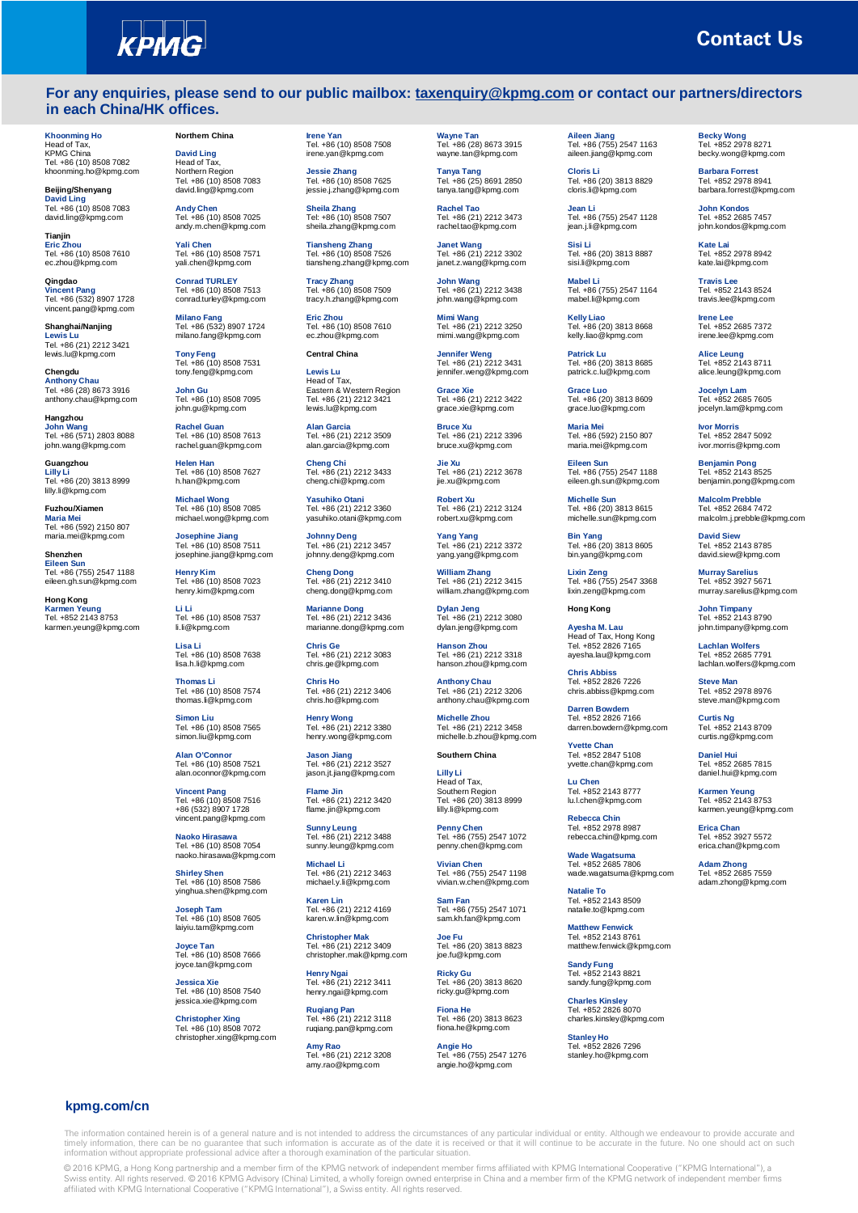# Contact Us

## For any enquiries, please send to our public mailbox: taxenquiry@kpmg.com or contact our partners/directors in each China/HK offices.

**Khoonming Ho**
Head of Tax,
KPMG China
Tel. +86 (10) 8508 7082
khoonming.ho@kpmg.com

Beijing/Shenyang
**David Ling**
Tel. +86 (10) 8508 7083
david.ling@kpmg.com

Tianjin
**Eric Zhou**
Tel. +86 (10) 8508 7610
ec.zhou@kpmg.com

Qingdao
**Vincent Pang**
Tel. +86 (532) 8907 1728
vincent.pang@kpmg.com

Shanghai/Nanjing
**Lewis Lu**
Tel. +86 (21) 2212 3421
lewis.lu@kpmg.com

Chengdu
**Anthony Chau**
Tel. +86 (28) 8673 3916
anthony.chau@kpmg.com

Hangzhou
**John Wang**
Tel. +86 (571) 2803 8088
john.wang@kpmg.com

Guangzhou
**Lilly Li**
Tel. +86 (20) 3813 8999
lilly.li@kpmg.com

Fuzhou/Xiamen
**Maria Mei**
Tel. +86 (592) 2150 807
maria.mei@kpmg.com

Shenzhen
**Eileen Sun**
Tel. +86 (755) 2547 1188
eileen.gh.sun@kpmg.com

Hong Kong
**Karmen Yeung**
Tel. +852 2143 8753
karmen.yeung@kpmg.com

### Northern China

**David Ling**
Head of Tax,
Northern Region
Tel. +86 (10) 8508 7083
david.ling@kpmg.com

**Andy Chen**
Tel. +86 (10) 8508 7025
andy.m.chen@kpmg.com

**Yali Chen**
Tel. +86 (10) 8508 7571
yali.chen@kpmg.com

**Conrad TURLEY**
Tel. +86 (10) 8508 7513
conrad.turley@kpmg.com

**Milano Fang**
Tel. +86 (532) 8907 1724
milano.fang@kpmg.com

**Tony Feng**
Tel. +86 (10) 8508 7531
tony.feng@kpmg.com

**John Gu**
Tel. +86 (10) 8508 7095
john.gu@kpmg.com

**Rachel Guan**
Tel. +86 (10) 8508 7613
rachel.guan@kpmg.com

**Helen Han**
Tel. +86 (10) 8508 7627
h.han@kpmg.com

**Michael Wong**
Tel. +86 (10) 8508 7085
michael.wong@kpmg.com

**Josephine Jiang**
Tel. +86 (10) 8508 7511
josephine.jiang@kpmg.com

**Henry Kim**
Tel. +86 (10) 8508 7023
henry.kim@kpmg.com

**Li Li**
Tel. +86 (10) 8508 7537
li.li@kpmg.com

**Lisa Li**
Tel. +86 (10) 8508 7638
lisa.h.li@kpmg.com

**Thomas Li**
Tel. +86 (10) 8508 7574
thomas.li@kpmg.com

**Simon Liu**
Tel. +86 (10) 8508 7565
simon.liu@kpmg.com

**Alan O'Connor**
Tel. +86 (10) 8508 7521
alan.oconnor@kpmg.com

**Vincent Pang**
Tel. +86 (10) 8508 7516
+86 (532) 8907 1728
vincent.pang@kpmg.com

**Naoko Hirasawa**
Tel. +86 (10) 8508 7054
naoko.hirasawa@kpmg.com

**Shirley Shen**
Tel. +86 (10) 8508 7586
yinghua.shen@kpmg.com

**Joseph Tam**
Tel. +86 (10) 8508 7605
laiyiu.tam@kpmg.com

**Joyce Tan**
Tel. +86 (10) 8508 7666
joyce.tan@kpmg.com

**Jessica Xie**
Tel. +86 (10) 8508 7540
jessica.xie@kpmg.com

**Christopher Xing**
Tel. +86 (10) 8508 7072
christopher.xing@kpmg.com

**Irene Yan**
Tel. +86 (10) 8508 7508
irene.yan@kpmg.com

**Jessie Zhang**
Tel. +86 (10) 8508 7625
jessie.j.zhang@kpmg.com

**Sheila Zhang**
Tel. +86 (10) 8508 7507
sheila.zhang@kpmg.com

**Tiansheng Zhang**
Tel. +86 (10) 8508 7526
tiansheng.zhang@kpmg.com

**Tracy Zhang**
Tel. +86 (10) 8508 7509
tracy.h.zhang@kpmg.com

**Eric Zhou**
Tel. +86 (10) 8508 7610
ec.zhou@kpmg.com

### Central China

**Lewis Lu**
Head of Tax,
Eastern & Western Region
Tel. +86 (21) 2212 3421
lewis.lu@kpmg.com

**Alan Garcia**
Tel. +86 (21) 2212 3509
alan.garcia@kpmg.com

**Cheng Chi**
Tel. +86 (21) 2212 3433
cheng.chi@kpmg.com

**Yasuhiko Otani**
Tel. +86 (21) 2212 3360
yasuhiko.otani@kpmg.com

**Johnny Deng**
Tel. +86 (21) 2212 3457
johnny.deng@kpmg.com

**Cheng Dong**
Tel. +86 (21) 2212 3410
cheng.dong@kpmg.com

**Marianne Dong**
Tel. +86 (21) 2212 3436
marianne.dong@kpmg.com

**Chris Ge**
Tel. +86 (21) 2212 3083
chris.ge@kpmg.com

**Chris Ho**
Tel. +86 (21) 2212 3406
chris.ho@kpmg.com

**Henry Wong**
Tel. +86 (21) 2212 3380
henry.wong@kpmg.com

**Jason Jiang**
Tel. +86 (21) 2212 3527
jason.jt.jiang@kpmg.com

**Flame Jin**
Tel. +86 (21) 2212 3420
flame.jin@kpmg.com

**Sunny Leung**
Tel. +86 (21) 2212 3488
sunny.leung@kpmg.com

**Michael Li**
Tel. +86 (21) 2212 3463
michael.y.li@kpmg.com

**Karen Lin**
Tel. +86 (21) 2212 4169
karen.w.lin@kpmg.com

**Christopher Mak**
Tel. +86 (21) 2212 3409
christopher.mak@kpmg.com

**Henry Ngai**
Tel. +86 (21) 2212 3411
henry.ngai@kpmg.com

**Ruqiang Pan**
Tel. +86 (21) 2212 3118
ruqiang.pan@kpmg.com

**Amy Rao**
Tel. +86 (21) 2212 3208
amy.rao@kpmg.com

**Wayne Tan**
Tel. +86 (28) 8673 3915
wayne.tan@kpmg.com

**Tanya Tang**
Tel. +86 (25) 8691 2850
tanya.tang@kpmg.com

**Rachel Tao**
Tel. +86 (21) 2212 3473
rachel.tao@kpmg.com

**Janet Wang**
Tel. +86 (21) 2212 3302
janet.z.wang@kpmg.com

**John Wang**
Tel. +86 (21) 2212 3438
john.wang@kpmg.com

**Mimi Wang**
Tel. +86 (21) 2212 3250
mimi.wang@kpmg.com

**Jennifer Weng**
Tel. +86 (21) 2212 3431
jennifer.weng@kpmg.com

**Grace Xie**
Tel. +86 (21) 2212 3422
grace.xie@kpmg.com

**Bruce Xu**
Tel. +86 (21) 2212 3396
bruce.xu@kpmg.com

**Jie Xu**
Tel. +86 (21) 2212 3678
jie.xu@kpmg.com

**Robert Xu**
Tel. +86 (21) 2212 3124
robert.xu@kpmg.com

**Yang Yang**
Tel. +86 (21) 2212 3372
yang.yang@kpmg.com

**William Zhang**
Tel. +86 (21) 2212 3415
william.zhang@kpmg.com

**Dylan Jeng**
Tel. +86 (21) 2212 3080
dylan.jeng@kpmg.com

**Hanson Zhou**
Tel. +86 (21) 2212 3318
hanson.zhou@kpmg.com

**Anthony Chau**
Tel. +86 (21) 2212 3206
anthony.chau@kpmg.com

**Michelle Zhou**
Tel. +86 (21) 2212 3458
michelle.b.zhou@kpmg.com

### Southern China

**Lilly Li**
Head of Tax,
Southern Region
Tel. +86 (20) 3813 8999
lilly.li@kpmg.com

**Penny Chen**
Tel. +86 (755) 2547 1072
penny.chen@kpmg.com

**Vivian Chen**
Tel. +86 (755) 2547 1198
vivian.w.chen@kpmg.com

**Sam Fan**
Tel. +86 (755) 2547 1071
sam.kh.fan@kpmg.com

**Joe Fu**
Tel. +86 (20) 3813 8823
joe.fu@kpmg.com

**Ricky Gu**
Tel. +86 (20) 3813 8620
ricky.gu@kpmg.com

**Fiona He**
Tel. +86 (20) 3813 8623
fiona.he@kpmg.com

**Angie Ho**
Tel. +86 (755) 2547 1276
angie.ho@kpmg.com

**Aileen Jiang**
Tel. +86 (755) 2547 1163
aileen.jiang@kpmg.com

**Cloris Li**
Tel. +86 (20) 3813 8829
cloris.li@kpmg.com

**Jean Li**
Tel. +86 (755) 2547 1128
jean.j.li@kpmg.com

**Sisi Li**
Tel. +86 (20) 3813 8887
sisi.li@kpmg.com

**Mabel Li**
Tel. +86 (755) 2547 1164
mabel.li@kpmg.com

**Kelly Liao**
Tel. +86 (20) 3813 8668
kelly.liao@kpmg.com

**Patrick Lu**
Tel. +86 (20) 3813 8685
patrick.c.lu@kpmg.com

**Grace Luo**
Tel. +86 (20) 3813 8609
grace.luo@kpmg.com

**Maria Mei**
Tel. +86 (592) 2150 807
maria.mei@kpmg.com

**Eileen Sun**
Tel. +86 (755) 2547 1188
eileen.gh.sun@kpmg.com

**Michelle Sun**
Tel. +86 (20) 3813 8615
michelle.sun@kpmg.com

**Bin Yang**
Tel. +86 (20) 3813 8605
bin.yang@kpmg.com

**Lixin Zeng**
Tel. +86 (755) 2547 3368
lixin.zeng@kpmg.com

### Hong Kong

**Ayesha M. Lau**
Head of Tax, Hong Kong
Tel. +852 2826 7165
ayesha.lau@kpmg.com

**Chris Abbiss**
Tel. +852 2826 7226
chris.abbiss@kpmg.com

**Darren Bowdern**
Tel. +852 2826 7166
darren.bowdern@kpmg.com

**Yvette Chan**
Tel. +852 2847 5108
yvette.chan@kpmg.com

**Lu Chen**
Tel. +852 2143 8777
lu.l.chen@kpmg.com

**Rebecca Chin**
Tel. +852 2978 8987
rebecca.chin@kpmg.com

**Wade Wagatsuma**
Tel. +852 2685 7806
wade.wagatsuma@kpmg.com

**Natalie To**
Tel. +852 2143 8509
natalie.to@kpmg.com

**Matthew Fenwick**
Tel. +852 2143 8761
matthew.fenwick@kpmg.com

**Sandy Fung**
Tel. +852 2143 8821
sandy.fung@kpmg.com

**Charles Kinsley**
Tel. +852 2826 8070
charles.kinsley@kpmg.com

**Stanley Ho**
Tel. +852 2826 7296
stanley.ho@kpmg.com

**Becky Wong**
Tel. +852 2978 8271
becky.wong@kpmg.com

**Barbara Forrest**
Tel. +852 2978 8941
barbara.forrest@kpmg.com

**John Kondos**
Tel. +852 2685 7457
john.kondos@kpmg.com

**Kate Lai**
Tel. +852 2978 8942
kate.lai@kpmg.com

**Travis Lee**
Tel. +852 2143 8524
travis.lee@kpmg.com

**Irene Lee**
Tel. +852 2685 7372
irene.lee@kpmg.com

**Alice Leung**
Tel. +852 2143 8711
alice.leung@kpmg.com

**Jocelyn Lam**
Tel. +852 2685 7605
jocelyn.lam@kpmg.com

**Ivor Morris**
Tel. +852 2847 5092
ivor.morris@kpmg.com

**Benjamin Pong**
Tel. +852 2143 8525
benjamin.pong@kpmg.com

**Malcolm Prebble**
Tel. +852 2684 7472
malcolm.j.prebble@kpmg.com

**David Siew**
Tel. +852 2143 8785
david.siew@kpmg.com

**Murray Sarelius**
Tel. +852 3927 5671
murray.sarelius@kpmg.com

**John Timpany**
Tel. +852 2143 8790
john.timpany@kpmg.com

**Lachlan Wolfers**
Tel. +852 2685 7791
lachlan.wolfers@kpmg.com

**Steve Man**
Tel. +852 2978 8976
steve.man@kpmg.com

**Curtis Ng**
Tel. +852 2143 8709
curtis.ng@kpmg.com

**Daniel Hui**
Tel. +852 2685 7815
daniel.hui@kpmg.com

**Karmen Yeung**
Tel. +852 2143 8753
karmen.yeung@kpmg.com

**Erica Chan**
Tel. +852 3927 5572
erica.chan@kpmg.com

**Adam Zhong**
Tel. +852 2685 7559
adam.zhong@kpmg.com

**kpmg.com/cn**

The information contained herein is of a general nature and is not intended to address the circumstances of any particular individual or entity. Although we endeavour to provide accurate and timely information, there can be no guarantee that such information is accurate as of the date it is received or that it will continue to be accurate in the future. No one should act on such information without appropriate professional advice after a thorough examination of the particular situation.

© 2016 KPMG, a Hong Kong partnership and a member firm of the KPMG network of independent member firms affiliated with KPMG International Cooperative ("KPMG International"), a Swiss entity. All rights reserved. © 2016 KPMG Advisory (China) Limited, a wholly foreign owned enterprise in China and a member firm of the KPMG network of independent member firms affiliated with KPMG International Cooperative ("KPMG International"), a Swiss entity. All rights reserved.